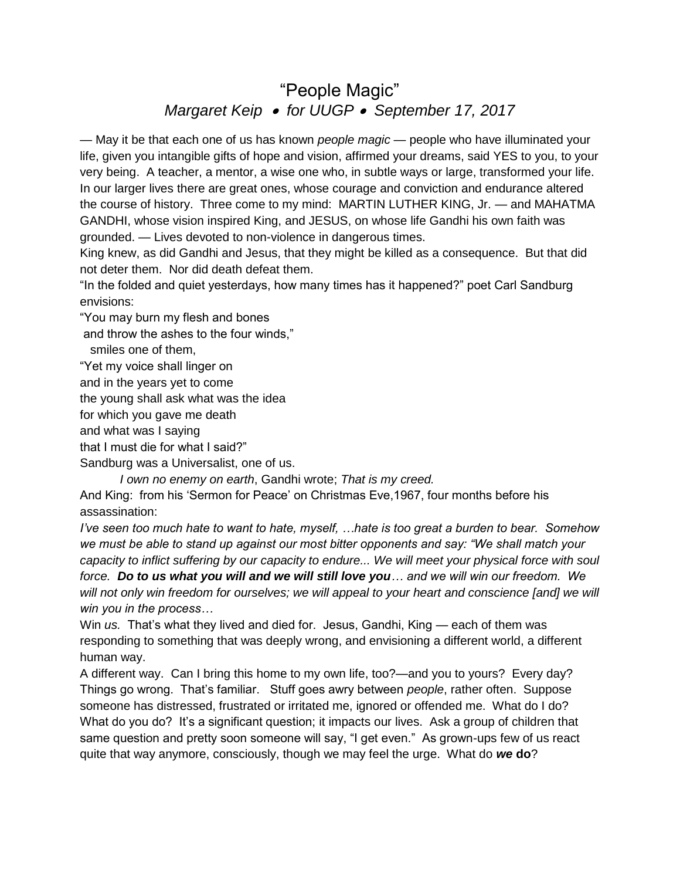# "People Magic"

### *Margaret Keip • for UUGP • September 17, 2017*

— May it be that each one of us has known *people magic* — people who have illuminated your life, given you intangible gifts of hope and vision, affirmed your dreams, said YES to you, to your very being. A teacher, a mentor, a wise one who, in subtle ways or large, transformed your life. In our larger lives there are great ones, whose courage and conviction and endurance altered the course of history. Three come to my mind: MARTIN LUTHER KING, Jr. — and MAHATMA GANDHI, whose vision inspired King, and JESUS, on whose life Gandhi his own faith was grounded. — Lives devoted to non-violence in dangerous times.

King knew, as did Gandhi and Jesus, that they might be killed as a consequence. But that did not deter them. Nor did death defeat them.

"In the folded and quiet yesterdays, how many times has it happened?" poet Carl Sandburg envisions:

"You may burn my flesh and bones  
and throw the ashes to the four winds,"  
smiles one of them,  
"Yet my voice shall linger on  
and in the years yet to come  
the young shall ask what was the idea  
for which you gave me death  
and what was I saying  
that I must die for what I said?"

Sandburg was a Universalist, one of us.

*I own no enemy on earth*, Gandhi wrote; *That is my creed.*

And King: from his 'Sermon for Peace' on Christmas Eve,1967, four months before his assassination:

*I've seen too much hate to want to hate, myself, …hate is too great a burden to bear. Somehow we must be able to stand up against our most bitter opponents and say: "We shall match your capacity to inflict suffering by our capacity to endure... We will meet your physical force with soul force.* ***Do to us what you will and we will still love you****… and we will win our freedom. We will not only win freedom for ourselves; we will appeal to your heart and conscience [and] we will win you in the process…*

Win *us.* That's what they lived and died for. Jesus, Gandhi, King — each of them was responding to something that was deeply wrong, and envisioning a different world, a different human way.

A different way. Can I bring this home to my own life, too?—and you to yours? Every day? Things go wrong. That's familiar. Stuff goes awry between *people*, rather often. Suppose someone has distressed, frustrated or irritated me, ignored or offended me. What do I do? What do you do? It's a significant question; it impacts our lives. Ask a group of children that same question and pretty soon someone will say, "I get even." As grown-ups few of us react quite that way anymore, consciously, though we may feel the urge. What do ***we* do**?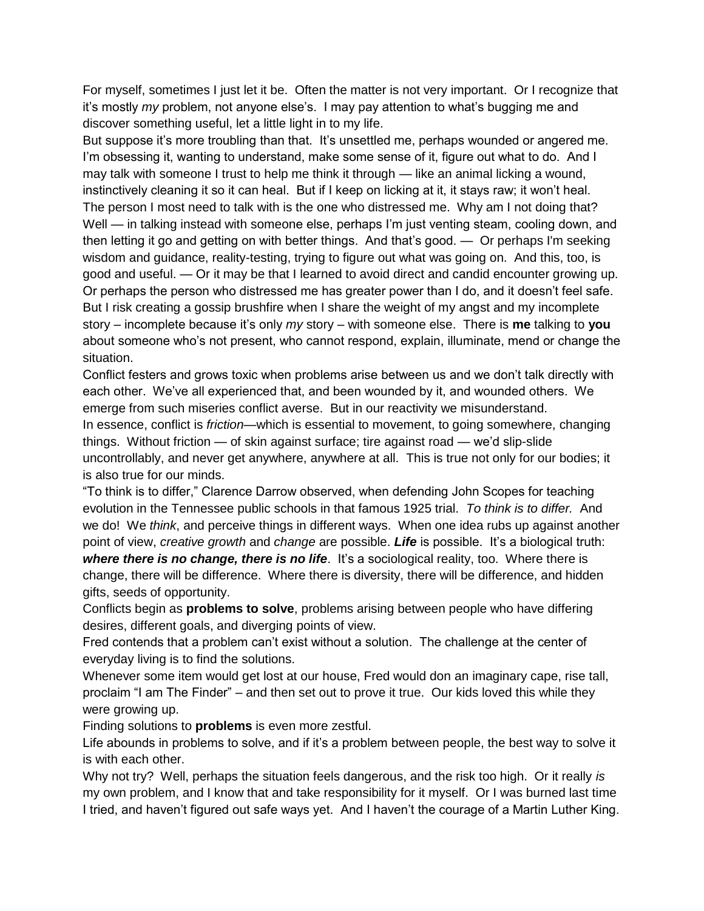For myself, sometimes I just let it be. Often the matter is not very important. Or I recognize that it's mostly *my* problem, not anyone else's. I may pay attention to what's bugging me and discover something useful, let a little light in to my life.

But suppose it's more troubling than that. It's unsettled me, perhaps wounded or angered me. I'm obsessing it, wanting to understand, make some sense of it, figure out what to do. And I may talk with someone I trust to help me think it through — like an animal licking a wound, instinctively cleaning it so it can heal. But if I keep on licking at it, it stays raw; it won't heal. The person I most need to talk with is the one who distressed me. Why am I not doing that? Well — in talking instead with someone else, perhaps I'm just venting steam, cooling down, and then letting it go and getting on with better things. And that's good. — Or perhaps I'm seeking wisdom and guidance, reality-testing, trying to figure out what was going on. And this, too, is good and useful. — Or it may be that I learned to avoid direct and candid encounter growing up. Or perhaps the person who distressed me has greater power than I do, and it doesn't feel safe. But I risk creating a gossip brushfire when I share the weight of my angst and my incomplete story – incomplete because it's only *my* story – with someone else. There is **me** talking to **you** about someone who's not present, who cannot respond, explain, illuminate, mend or change the situation.

Conflict festers and grows toxic when problems arise between us and we don't talk directly with each other. We've all experienced that, and been wounded by it, and wounded others. We emerge from such miseries conflict averse. But in our reactivity we misunderstand.

In essence, conflict is *friction*—which is essential to movement, to going somewhere, changing things. Without friction — of skin against surface; tire against road — we'd slip-slide uncontrollably, and never get anywhere, anywhere at all. This is true not only for our bodies; it is also true for our minds.

"To think is to differ," Clarence Darrow observed, when defending John Scopes for teaching evolution in the Tennessee public schools in that famous 1925 trial. *To think is to differ.* And we do! We *think*, and perceive things in different ways. When one idea rubs up against another point of view, *creative growth* and *change* are possible. ***Life*** is possible. It's a biological truth: ***where there is no change, there is no life***. It's a sociological reality, too. Where there is change, there will be difference. Where there is diversity, there will be difference, and hidden gifts, seeds of opportunity.

Conflicts begin as **problems to solve**, problems arising between people who have differing desires, different goals, and diverging points of view.

Fred contends that a problem can't exist without a solution. The challenge at the center of everyday living is to find the solutions.

Whenever some item would get lost at our house, Fred would don an imaginary cape, rise tall, proclaim "I am The Finder" – and then set out to prove it true. Our kids loved this while they were growing up.

Finding solutions to **problems** is even more zestful.

Life abounds in problems to solve, and if it's a problem between people, the best way to solve it is with each other.

Why not try? Well, perhaps the situation feels dangerous, and the risk too high. Or it really *is* my own problem, and I know that and take responsibility for it myself. Or I was burned last time I tried, and haven't figured out safe ways yet. And I haven't the courage of a Martin Luther King.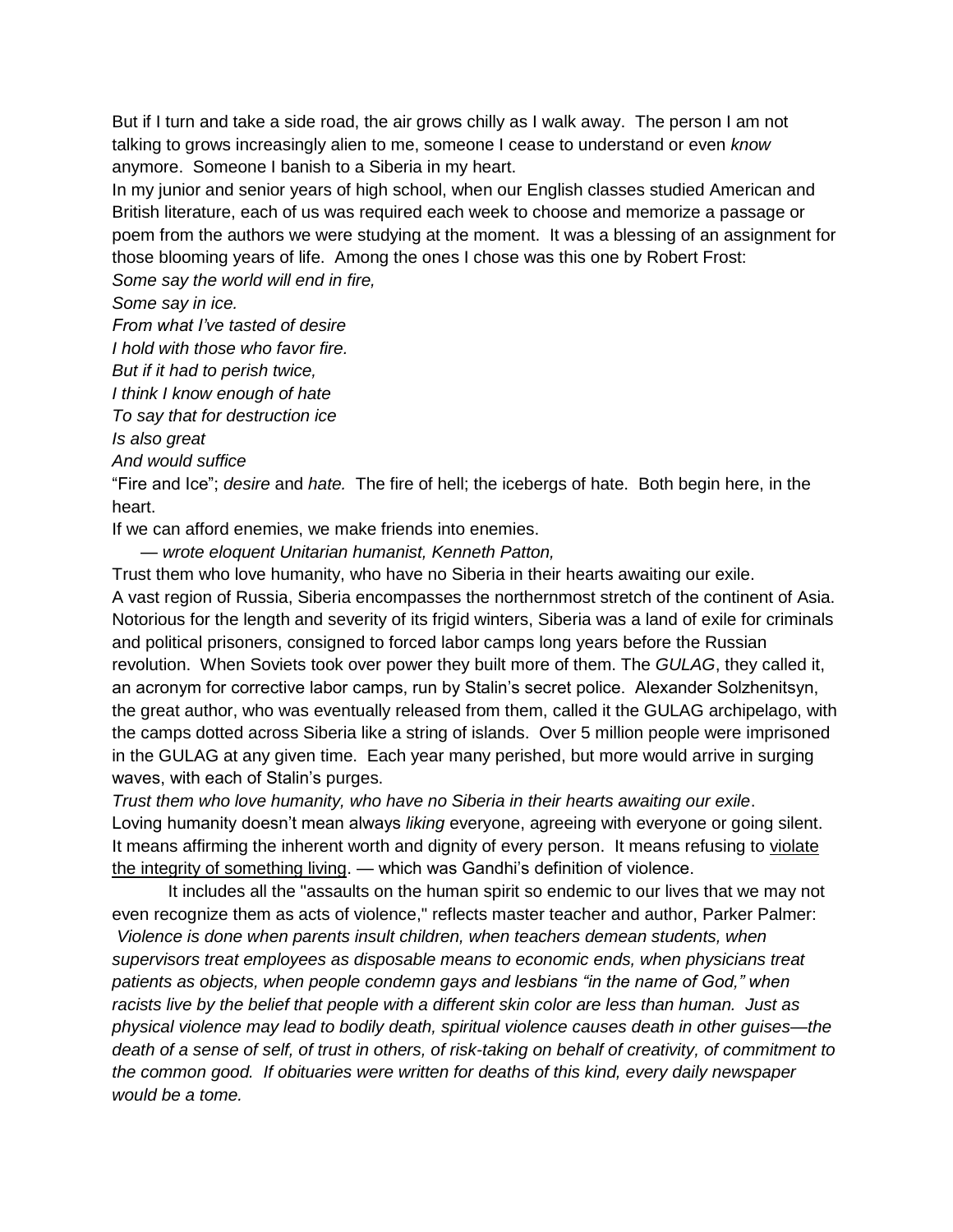But if I turn and take a side road, the air grows chilly as I walk away. The person I am not talking to grows increasingly alien to me, someone I cease to understand or even *know* anymore. Someone I banish to a Siberia in my heart.

In my junior and senior years of high school, when our English classes studied American and British literature, each of us was required each week to choose and memorize a passage or poem from the authors we were studying at the moment. It was a blessing of an assignment for those blooming years of life. Among the ones I chose was this one by Robert Frost:

*Some say the world will end in fire,*
*Some say in ice.*
*From what I've tasted of desire*
*I hold with those who favor fire.*
*But if it had to perish twice,*
*I think I know enough of hate*
*To say that for destruction ice*
*Is also great*
*And would suffice*

"Fire and Ice"; *desire* and *hate.* The fire of hell; the icebergs of hate. Both begin here, in the heart.

If we can afford enemies, we make friends into enemies.

— *wrote eloquent Unitarian humanist, Kenneth Patton,*

Trust them who love humanity, who have no Siberia in their hearts awaiting our exile.

A vast region of Russia, Siberia encompasses the northernmost stretch of the continent of Asia. Notorious for the length and severity of its frigid winters, Siberia was a land of exile for criminals and political prisoners, consigned to forced labor camps long years before the Russian revolution. When Soviets took over power they built more of them. The *GULAG*, they called it, an acronym for corrective labor camps, run by Stalin's secret police. Alexander Solzhenitsyn, the great author, who was eventually released from them, called it the GULAG archipelago, with the camps dotted across Siberia like a string of islands. Over 5 million people were imprisoned in the GULAG at any given time. Each year many perished, but more would arrive in surging waves, with each of Stalin's purges.

*Trust them who love humanity, who have no Siberia in their hearts awaiting our exile*.

Loving humanity doesn't mean always *liking* everyone, agreeing with everyone or going silent. It means affirming the inherent worth and dignity of every person. It means refusing to violate the integrity of something living. — which was Gandhi's definition of violence.

It includes all the "assaults on the human spirit so endemic to our lives that we may not even recognize them as acts of violence," reflects master teacher and author, Parker Palmer:

*Violence is done when parents insult children, when teachers demean students, when supervisors treat employees as disposable means to economic ends, when physicians treat patients as objects, when people condemn gays and lesbians "in the name of God," when racists live by the belief that people with a different skin color are less than human. Just as physical violence may lead to bodily death, spiritual violence causes death in other guises—the death of a sense of self, of trust in others, of risk-taking on behalf of creativity, of commitment to the common good. If obituaries were written for deaths of this kind, every daily newspaper would be a tome.*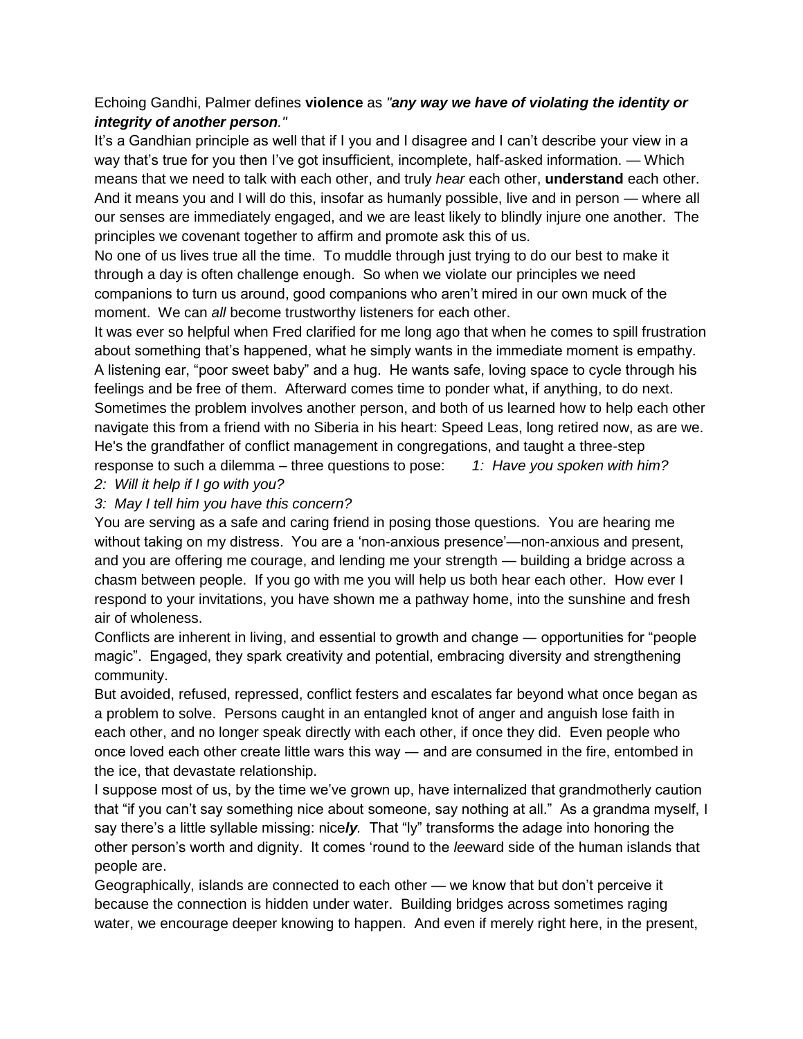Echoing Gandhi, Palmer defines **violence** as *"**any way we have of violating the identity or integrity of another person**."*

It's a Gandhian principle as well that if I you and I disagree and I can't describe your view in a way that's true for you then I've got insufficient, incomplete, half-asked information. — Which means that we need to talk with each other, and truly *hear* each other, **understand** each other. And it means you and I will do this, insofar as humanly possible, live and in person — where all our senses are immediately engaged, and we are least likely to blindly injure one another. The principles we covenant together to affirm and promote ask this of us.

No one of us lives true all the time. To muddle through just trying to do our best to make it through a day is often challenge enough. So when we violate our principles we need companions to turn us around, good companions who aren't mired in our own muck of the moment. We can *all* become trustworthy listeners for each other.

It was ever so helpful when Fred clarified for me long ago that when he comes to spill frustration about something that's happened, what he simply wants in the immediate moment is empathy. A listening ear, "poor sweet baby" and a hug. He wants safe, loving space to cycle through his feelings and be free of them. Afterward comes time to ponder what, if anything, to do next. Sometimes the problem involves another person, and both of us learned how to help each other navigate this from a friend with no Siberia in his heart: Speed Leas, long retired now, as are we. He's the grandfather of conflict management in congregations, and taught a three-step response to such a dilemma – three questions to pose: *1: Have you spoken with him?*

*2: Will it help if I go with you?*

*3: May I tell him you have this concern?*

You are serving as a safe and caring friend in posing those questions. You are hearing me without taking on my distress. You are a 'non-anxious presence'—non-anxious and present, and you are offering me courage, and lending me your strength — building a bridge across a chasm between people. If you go with me you will help us both hear each other. How ever I respond to your invitations, you have shown me a pathway home, into the sunshine and fresh air of wholeness.

Conflicts are inherent in living, and essential to growth and change — opportunities for "people magic". Engaged, they spark creativity and potential, embracing diversity and strengthening community.

But avoided, refused, repressed, conflict festers and escalates far beyond what once began as a problem to solve. Persons caught in an entangled knot of anger and anguish lose faith in each other, and no longer speak directly with each other, if once they did. Even people who once loved each other create little wars this way — and are consumed in the fire, entombed in the ice, that devastate relationship.

I suppose most of us, by the time we've grown up, have internalized that grandmotherly caution that "if you can't say something nice about someone, say nothing at all." As a grandma myself, I say there's a little syllable missing: nice***ly***. That "ly" transforms the adage into honoring the other person's worth and dignity. It comes 'round to the *lee*ward side of the human islands that people are.

Geographically, islands are connected to each other — we know that but don't perceive it because the connection is hidden under water. Building bridges across sometimes raging water, we encourage deeper knowing to happen. And even if merely right here, in the present,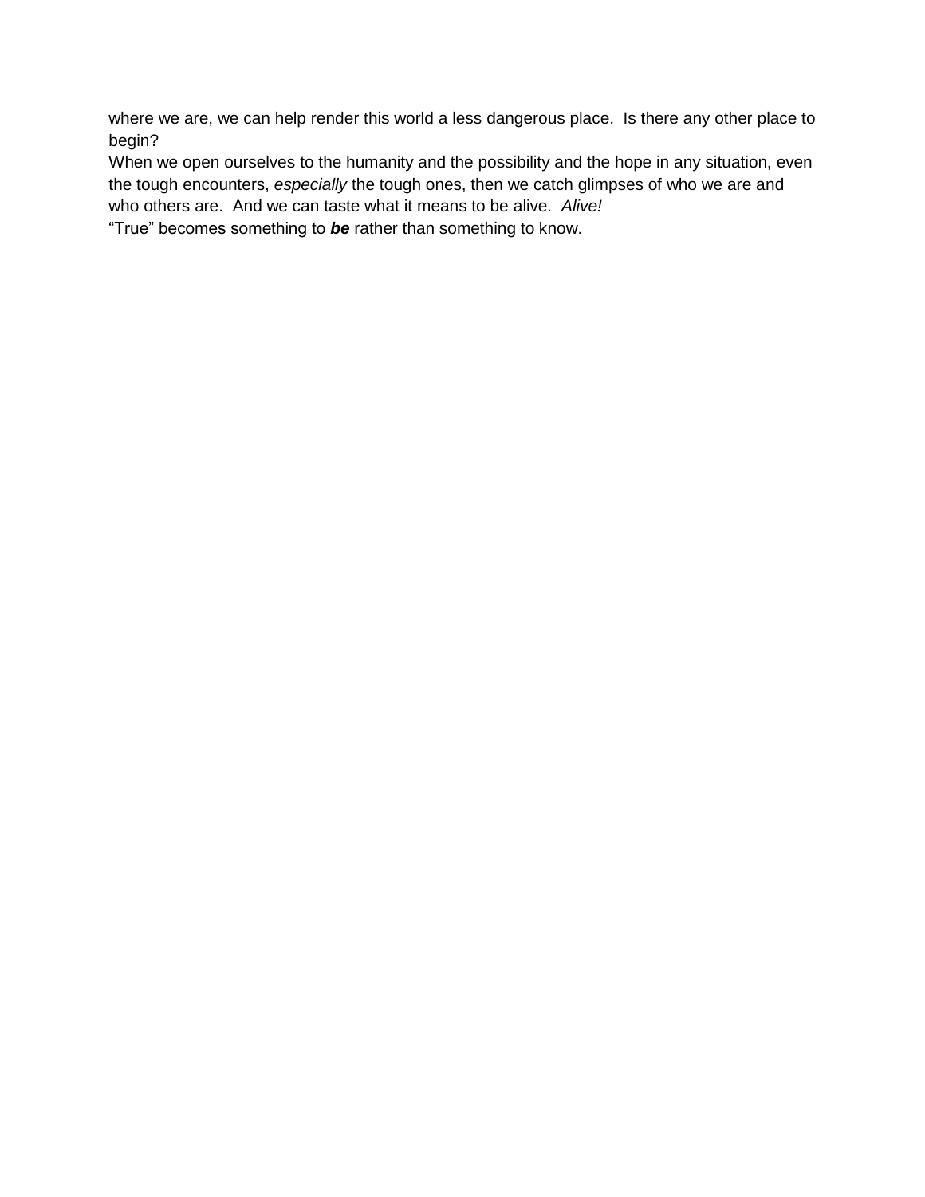where we are, we can help render this world a less dangerous place.  Is there any other place to begin?

When we open ourselves to the humanity and the possibility and the hope in any situation, even the tough encounters, *especially* the tough ones, then we catch glimpses of who we are and who others are.  And we can taste what it means to be alive.  *Alive!*

"True" becomes something to ***be*** rather than something to know.